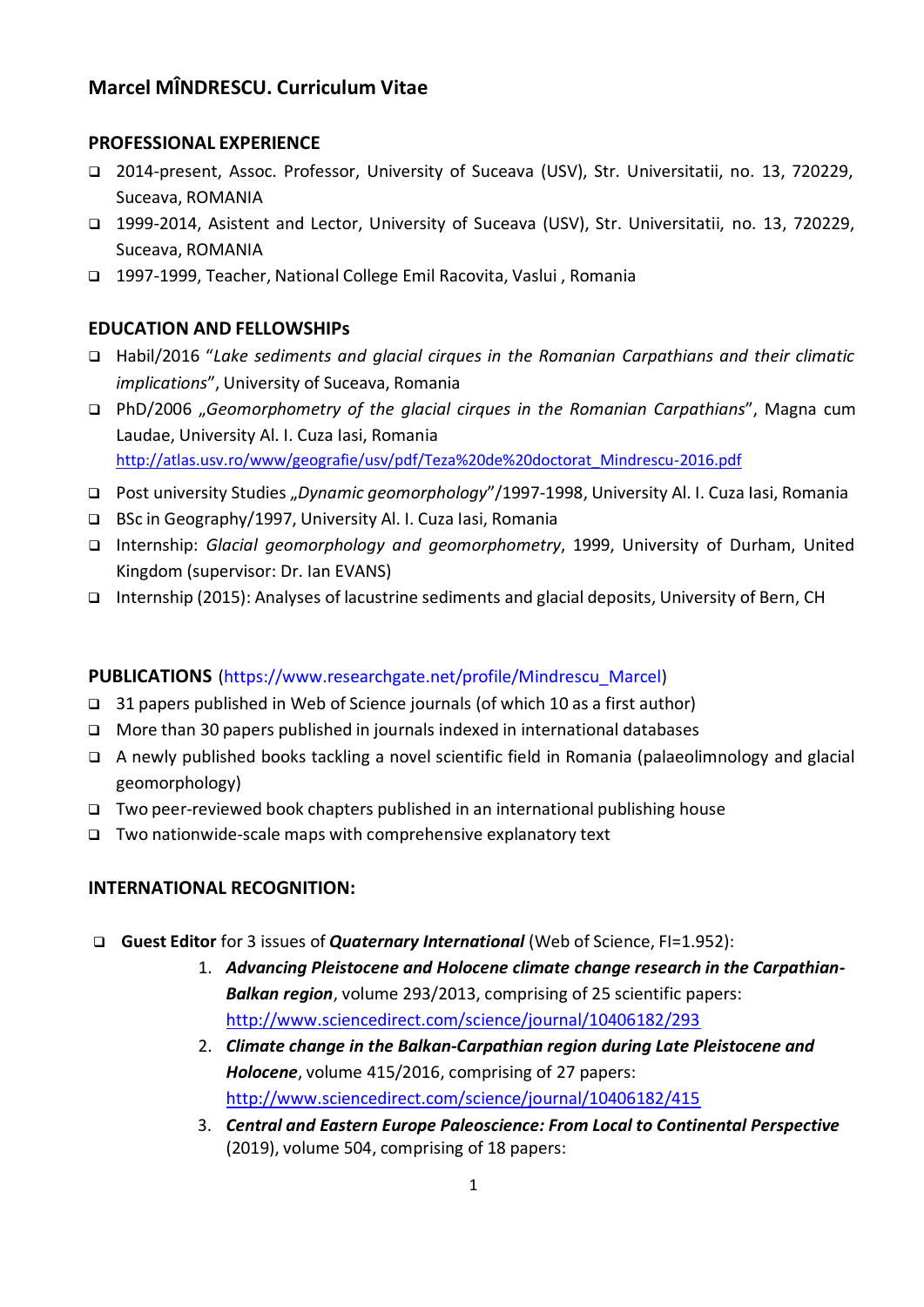# Marcel MÎNDRESCU. Curriculum Vitae

## PROFESSIONAL EXPERIENCE

- 2014-present, Assoc. Professor, University of Suceava (USV), Str. Universitatii, no. 13, 720229, Suceava, ROMANIA
- 1999-2014, Asistent and Lector, University of Suceava (USV), Str. Universitatii, no. 13, 720229, Suceava, ROMANIA
- 1997-1999, Teacher, National College Emil Racovita, Vaslui , Romania

## EDUCATION AND FELLOWSHIPs

- Habil/2016 "*Lake sediments and glacial cirques in the Romanian Carpathians and their climatic implications*", University of Suceava, Romania
- PhD/2006 „*Geomorphometry of the glacial cirques in the Romanian Carpathians*", Magna cum Laudae, University Al. I. Cuza Iasi, Romania
  http://atlas.usv.ro/www/geografie/usv/pdf/Teza%20de%20doctorat_Mindrescu-2016.pdf
- Post university Studies „*Dynamic geomorphology*"/1997-1998, University Al. I. Cuza Iasi, Romania
- BSc in Geography/1997, University Al. I. Cuza Iasi, Romania
- Internship: *Glacial geomorphology and geomorphometry*, 1999, University of Durham, United Kingdom (supervisor: Dr. Ian EVANS)
- Internship (2015): Analyses of lacustrine sediments and glacial deposits, University of Bern, CH

## PUBLICATIONS (https://www.researchgate.net/profile/Mindrescu_Marcel)

- 31 papers published in Web of Science journals (of which 10 as a first author)
- More than 30 papers published in journals indexed in international databases
- A newly published books tackling a novel scientific field in Romania (palaeolimnology and glacial geomorphology)
- Two peer-reviewed book chapters published in an international publishing house
- Two nationwide-scale maps with comprehensive explanatory text

## INTERNATIONAL RECOGNITION:

- **Guest Editor** for 3 issues of ***Quaternary International*** (Web of Science, FI=1.952):
  1. ***Advancing Pleistocene and Holocene climate change research in the Carpathian-Balkan region***, volume 293/2013, comprising of 25 scientific papers: http://www.sciencedirect.com/science/journal/10406182/293
  2. ***Climate change in the Balkan-Carpathian region during Late Pleistocene and Holocene***, volume 415/2016, comprising of 27 papers: http://www.sciencedirect.com/science/journal/10406182/415
  3. ***Central and Eastern Europe Paleoscience: From Local to Continental Perspective*** (2019), volume 504, comprising of 18 papers: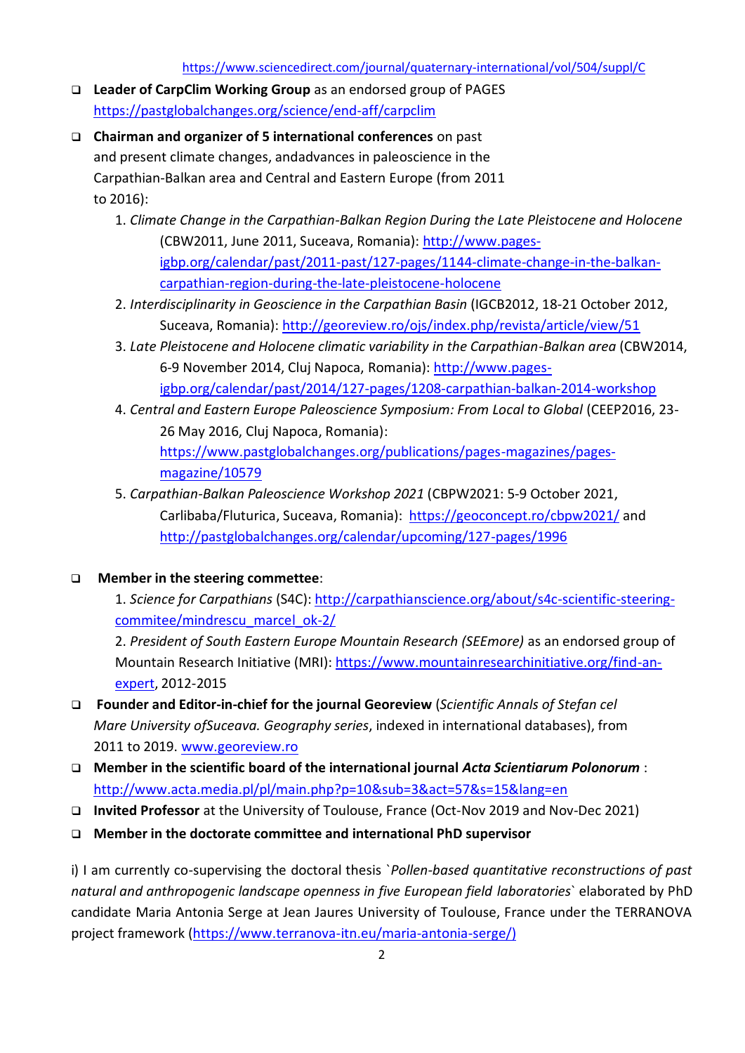https://www.sciencedirect.com/journal/quaternary-international/vol/504/suppl/C

- **Leader of CarpClim Working Group** as an endorsed group of PAGES https://pastglobalchanges.org/science/end-aff/carpclim
- **Chairman and organizer of 5 international conferences** on past and present climate changes, andadvances in paleoscience in the Carpathian-Balkan area and Central and Eastern Europe (from 2011 to 2016):
  1. *Climate Change in the Carpathian-Balkan Region During the Late Pleistocene and Holocene* (CBW2011, June 2011, Suceava, Romania): http://www.pages-igbp.org/calendar/past/2011-past/127-pages/1144-climate-change-in-the-balkan-carpathian-region-during-the-late-pleistocene-holocene
  2. *Interdisciplinarity in Geoscience in the Carpathian Basin* (IGCB2012, 18-21 October 2012, Suceava, Romania): http://georeview.ro/ojs/index.php/revista/article/view/51
  3. *Late Pleistocene and Holocene climatic variability in the Carpathian-Balkan area* (CBW2014, 6-9 November 2014, Cluj Napoca, Romania): http://www.pages-igbp.org/calendar/past/2014/127-pages/1208-carpathian-balkan-2014-workshop
  4. *Central and Eastern Europe Paleoscience Symposium: From Local to Global* (CEEP2016, 23-26 May 2016, Cluj Napoca, Romania): https://www.pastglobalchanges.org/publications/pages-magazines/pages-magazine/10579
  5. *Carpathian-Balkan Paleoscience Workshop 2021* (CBPW2021: 5-9 October 2021, Carlibaba/Fluturica, Suceava, Romania): https://geoconcept.ro/cbpw2021/ and http://pastglobalchanges.org/calendar/upcoming/127-pages/1996

- **Member in the steering commettee**:
  1. *Science for Carpathians* (S4C): http://carpathianscience.org/about/s4c-scientific-steering-commitee/mindrescu_marcel_ok-2/
  2. *President of South Eastern Europe Mountain Research (SEEmore)* as an endorsed group of Mountain Research Initiative (MRI): https://www.mountainresearchinitiative.org/find-an-expert, 2012-2015
- **Founder and Editor-in-chief for the journal Georeview** (*Scientific Annals of Stefan cel Mare University ofSuceava. Geography series*, indexed in international databases), from 2011 to 2019. www.georeview.ro
- **Member in the scientific board of the international journal *Acta Scientiarum Polonorum*** : http://www.acta.media.pl/pl/main.php?p=10&sub=3&act=57&s=15&lang=en
- **Invited Professor** at the University of Toulouse, France (Oct-Nov 2019 and Nov-Dec 2021)
- **Member in the doctorate committee and international PhD supervisor**

i) I am currently co-supervising the doctoral thesis `*Pollen-based quantitative reconstructions of past natural and anthropogenic landscape openness in five European field laboratories*` elaborated by PhD candidate Maria Antonia Serge at Jean Jaures University of Toulouse, France under the TERRANOVA project framework (https://www.terranova-itn.eu/maria-antonia-serge/)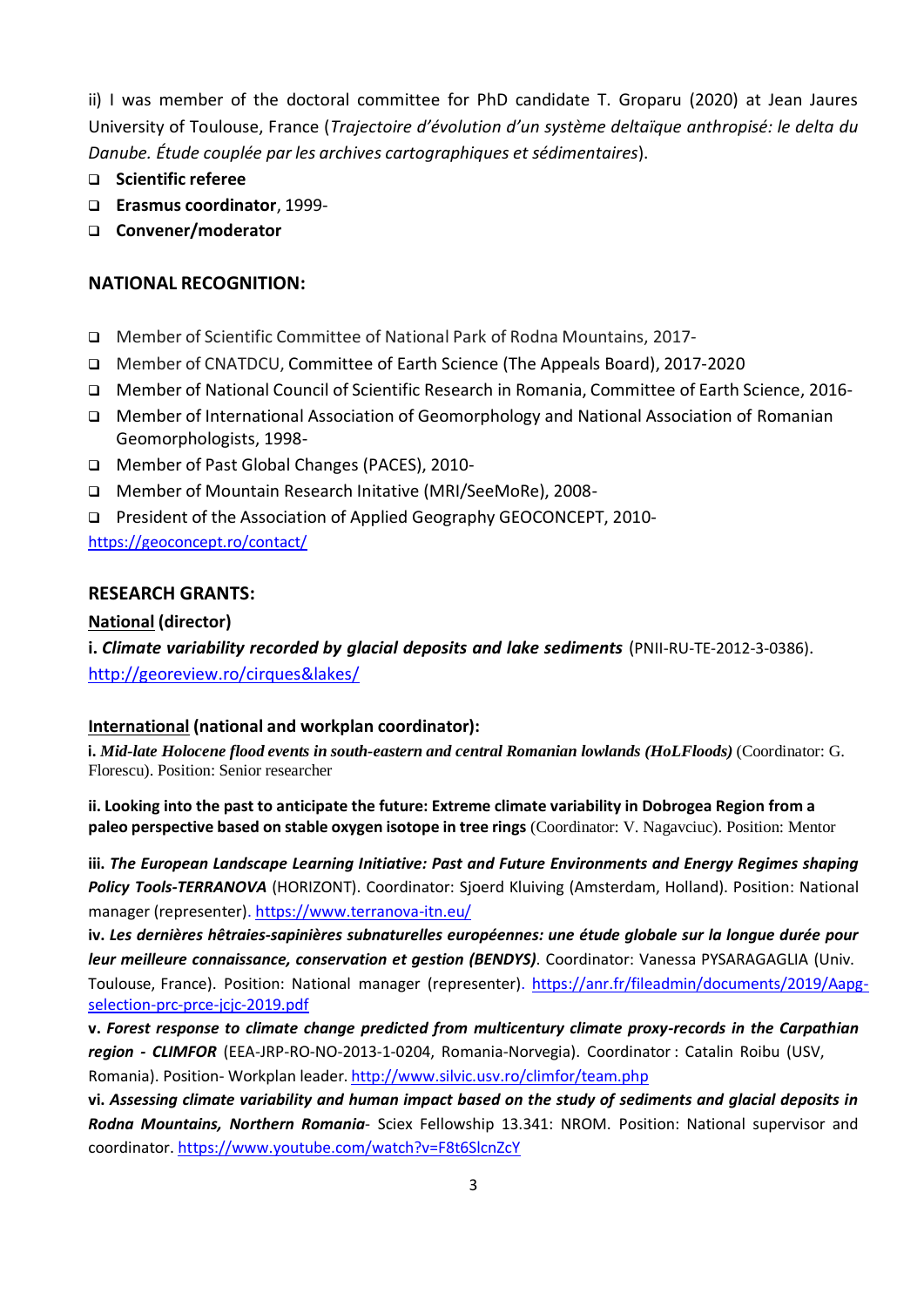ii) I was member of the doctoral committee for PhD candidate T. Groparu (2020) at Jean Jaures University of Toulouse, France (*Trajectoire d'évolution d'un système deltaïque anthropisé: le delta du Danube. Étude couplée par les archives cartographiques et sédimentaires*).

- **Scientific referee**
- **Erasmus coordinator**, 1999-
- **Convener/moderator**

## NATIONAL RECOGNITION:

- Member of Scientific Committee of National Park of Rodna Mountains, 2017-
- Member of CNATDCU, Committee of Earth Science (The Appeals Board), 2017-2020
- Member of National Council of Scientific Research in Romania, Committee of Earth Science, 2016-
- Member of International Association of Geomorphology and National Association of Romanian Geomorphologists, 1998-
- Member of Past Global Changes (PACES), 2010-
- Member of Mountain Research Initative (MRI/SeeMoRe), 2008-
- President of the Association of Applied Geography GEOCONCEPT, 2010-

https://geoconcept.ro/contact/

## RESEARCH GRANTS:

**National (director)**

**i. *Climate variability recorded by glacial deposits and lake sediments*** (PNII-RU-TE-2012-3-0386). http://georeview.ro/cirques&lakes/

**International (national and workplan coordinator):**

**i. *Mid-late Holocene flood events in south-eastern and central Romanian lowlands (HoLFloods)*** (Coordinator: G. Florescu). Position: Senior researcher

**ii. Looking into the past to anticipate the future: Extreme climate variability in Dobrogea Region from a paleo perspective based on stable oxygen isotope in tree rings** (Coordinator: V. Nagavciuc). Position: Mentor

**iii. *The European Landscape Learning Initiative: Past and Future Environments and Energy Regimes shaping Policy Tools-TERRANOVA*** (HORIZONT). Coordinator: Sjoerd Kluiving (Amsterdam, Holland). Position: National manager (representer). https://www.terranova-itn.eu/

**iv. *Les dernières hêtraies-sapinières subnaturelles européennes: une étude globale sur la longue durée pour leur meilleure connaissance, conservation et gestion (BENDYS)*.** Coordinator: Vanessa PYSARAGAGLIA (Univ. Toulouse, France). Position: National manager (representer). https://anr.fr/fileadmin/documents/2019/Aapg-selection-prc-prce-jcjc-2019.pdf

**v. *Forest response to climate change predicted from multicentury climate proxy-records in the Carpathian region - CLIMFOR*** (EEA-JRP-RO-NO-2013-1-0204, Romania-Norvegia). Coordinator : Catalin Roibu (USV, Romania). Position- Workplan leader. http://www.silvic.usv.ro/climfor/team.php

**vi. *Assessing climate variability and human impact based on the study of sediments and glacial deposits in Rodna Mountains, Northern Romania*-** Sciex Fellowship 13.341: NROM. Position: National supervisor and coordinator. https://www.youtube.com/watch?v=F8t6SlcnZcY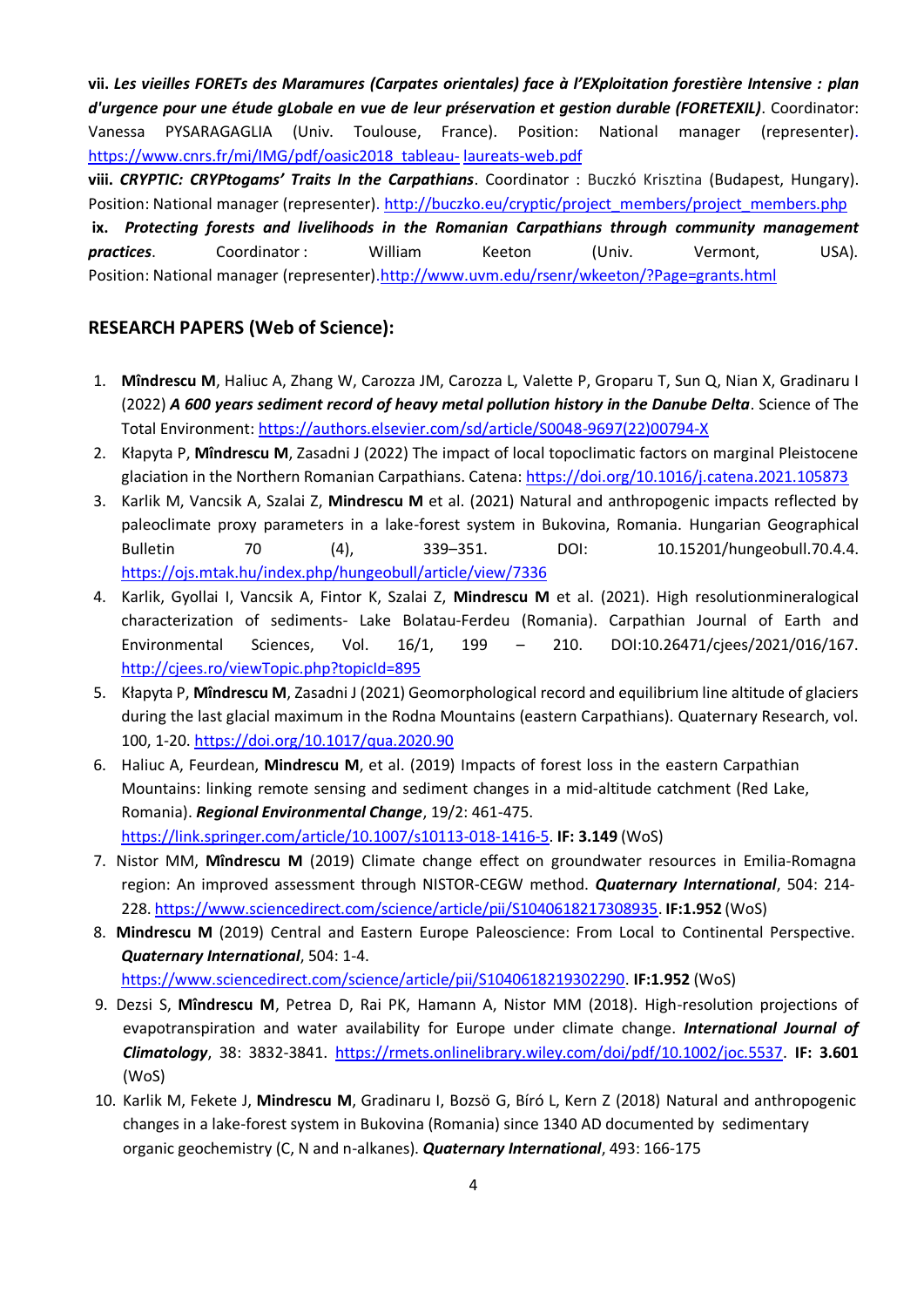**vii.** ***Les vieilles FORETs des Maramures (Carpates orientales) face à l'EXploitation forestière Intensive : plan d'urgence pour une étude gLobale en vue de leur préservation et gestion durable (FORETEXIL)***. Coordinator: Vanessa PYSARAGAGLIA (Univ. Toulouse, France). Position: National manager (representer). https://www.cnrs.fr/mi/IMG/pdf/oasic2018_tableau- laureats-web.pdf

**viii.** ***CRYPTIC: CRYPtogams' Traits In the Carpathians***. Coordinator : Buczkó Krisztina (Budapest, Hungary). Position: National manager (representer). http://buczko.eu/cryptic/project_members/project_members.php

**ix.** ***Protecting forests and livelihoods in the Romanian Carpathians through community management practices***. Coordinator : William Keeton (Univ. Vermont, USA). Position: National manager (representer).http://www.uvm.edu/rsenr/wkeeton/?Page=grants.html

## RESEARCH PAPERS (Web of Science):

1. **Mîndrescu M**, Haliuc A, Zhang W, Carozza JM, Carozza L, Valette P, Groparu T, Sun Q, Nian X, Gradinaru I (2022) ***A 600 years sediment record of heavy metal pollution history in the Danube Delta***. Science of The Total Environment: https://authors.elsevier.com/sd/article/S0048-9697(22)00794-X
2. Kłapyta P, **Mîndrescu M**, Zasadni J (2022) The impact of local topoclimatic factors on marginal Pleistocene glaciation in the Northern Romanian Carpathians. Catena: https://doi.org/10.1016/j.catena.2021.105873
3. Karlik M, Vancsik A, Szalai Z, **Mindrescu M** et al. (2021) Natural and anthropogenic impacts reflected by paleoclimate proxy parameters in a lake-forest system in Bukovina, Romania. Hungarian Geographical Bulletin 70 (4), 339–351. DOI: 10.15201/hungeobull.70.4.4. https://ojs.mtak.hu/index.php/hungeobull/article/view/7336
4. Karlik, Gyollai I, Vancsik A, Fintor K, Szalai Z, **Mindrescu M** et al. (2021). High resolutionmineralogical characterization of sediments- Lake Bolatau-Ferdeu (Romania). Carpathian Journal of Earth and Environmental Sciences, Vol. 16/1, 199 – 210. DOI:10.26471/cjees/2021/016/167. http://cjees.ro/viewTopic.php?topicId=895
5. Kłapyta P, **Mîndrescu M**, Zasadni J (2021) Geomorphological record and equilibrium line altitude of glaciers during the last glacial maximum in the Rodna Mountains (eastern Carpathians). Quaternary Research, vol. 100, 1-20. https://doi.org/10.1017/qua.2020.90
6. Haliuc A, Feurdean, **Mindrescu M**, et al. (2019) Impacts of forest loss in the eastern Carpathian Mountains: linking remote sensing and sediment changes in a mid-altitude catchment (Red Lake, Romania). ***Regional Environmental Change***, 19/2: 461-475. https://link.springer.com/article/10.1007/s10113-018-1416-5. **IF: 3.149** (WoS)
7. Nistor MM, **Mîndrescu M** (2019) Climate change effect on groundwater resources in Emilia-Romagna region: An improved assessment through NISTOR-CEGW method. ***Quaternary International***, 504: 214-228. https://www.sciencedirect.com/science/article/pii/S1040618217308935. **IF:1.952** (WoS)
8. **Mindrescu M** (2019) Central and Eastern Europe Paleoscience: From Local to Continental Perspective. ***Quaternary International***, 504: 1-4. https://www.sciencedirect.com/science/article/pii/S1040618219302290. **IF:1.952** (WoS)
9. Dezsi S, **Mîndrescu M**, Petrea D, Rai PK, Hamann A, Nistor MM (2018). High-resolution projections of evapotranspiration and water availability for Europe under climate change. ***International Journal of Climatology***, 38: 3832-3841. https://rmets.onlinelibrary.wiley.com/doi/pdf/10.1002/joc.5537. **IF: 3.601** (WoS)
10. Karlik M, Fekete J, **Mindrescu M**, Gradinaru I, Bozsö G, Bíró L, Kern Z (2018) Natural and anthropogenic changes in a lake-forest system in Bukovina (Romania) since 1340 AD documented by sedimentary organic geochemistry (C, N and n-alkanes). ***Quaternary International***, 493: 166-175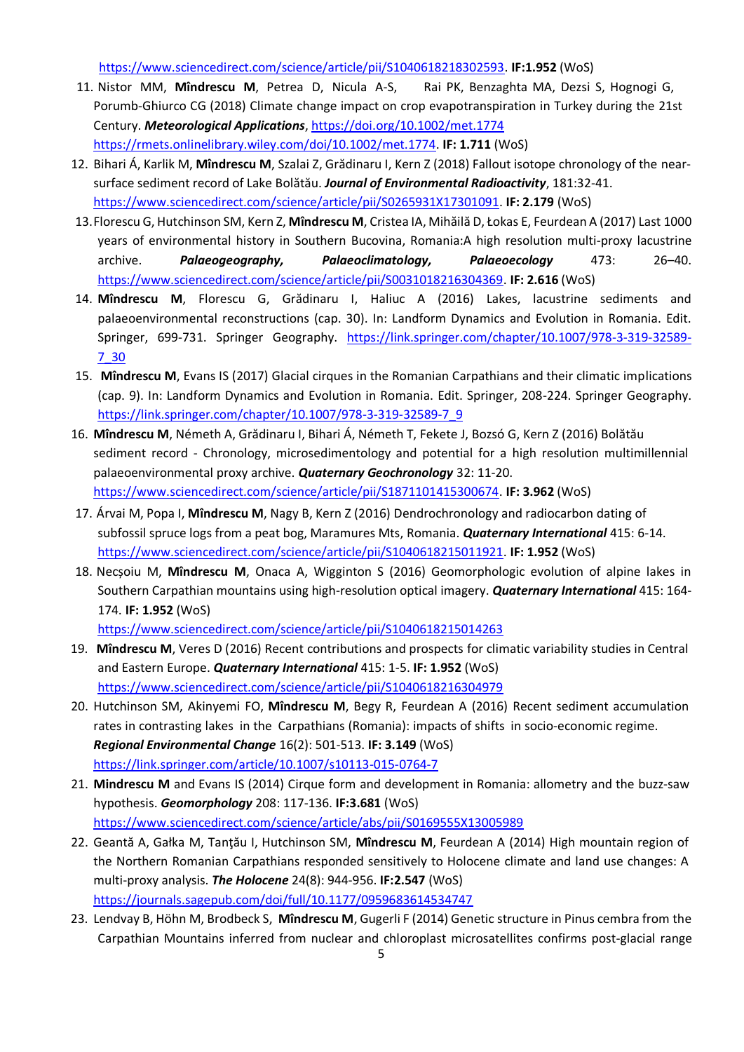https://www.sciencedirect.com/science/article/pii/S1040618218302593. **IF:1.952** (WoS)

11. Nistor MM, **Mîndrescu M**, Petrea D, Nicula A-S, Rai PK, Benzaghta MA, Dezsi S, Hognogi G, Porumb-Ghiurco CG (2018) Climate change impact on crop evapotranspiration in Turkey during the 21st Century. ***Meteorological Applications***, https://doi.org/10.1002/met.1774 https://rmets.onlinelibrary.wiley.com/doi/10.1002/met.1774. **IF: 1.711** (WoS)
12. Bihari Á, Karlik M, **Mîndrescu M**, Szalai Z, Grădinaru I, Kern Z (2018) Fallout isotope chronology of the near-surface sediment record of Lake Bolătău. ***Journal of Environmental Radioactivity***, 181:32-41. https://www.sciencedirect.com/science/article/pii/S0265931X17301091. **IF: 2.179** (WoS)
13. Florescu G, Hutchinson SM, Kern Z, **Mîndrescu M**, Cristea IA, Mihăilă D, Łokas E, Feurdean A (2017) Last 1000 years of environmental history in Southern Bucovina, Romania:A high resolution multi-proxy lacustrine archive. ***Palaeogeography, Palaeoclimatology, Palaeoecology*** 473: 26–40. https://www.sciencedirect.com/science/article/pii/S0031018216304369. **IF: 2.616** (WoS)
14. **Mîndrescu M**, Florescu G, Grădinaru I, Haliuc A (2016) Lakes, lacustrine sediments and palaeoenvironmental reconstructions (cap. 30). In: Landform Dynamics and Evolution in Romania. Edit. Springer, 699-731. Springer Geography. https://link.springer.com/chapter/10.1007/978-3-319-32589-7_30
15. **Mîndrescu M**, Evans IS (2017) Glacial cirques in the Romanian Carpathians and their climatic implications (cap. 9). In: Landform Dynamics and Evolution in Romania. Edit. Springer, 208-224. Springer Geography. https://link.springer.com/chapter/10.1007/978-3-319-32589-7_9
16. **Mîndrescu M**, Németh A, Grădinaru I, Bihari Á, Németh T, Fekete J, Bozsó G, Kern Z (2016) Bolătău sediment record - Chronology, microsedimentology and potential for a high resolution multimillennial palaeoenvironmental proxy archive. ***Quaternary Geochronology*** 32: 11-20. https://www.sciencedirect.com/science/article/pii/S1871101415300674. **IF: 3.962** (WoS)
17. Árvai M, Popa I, **Mîndrescu M**, Nagy B, Kern Z (2016) Dendrochronology and radiocarbon dating of subfossil spruce logs from a peat bog, Maramures Mts, Romania. ***Quaternary International*** 415: 6-14. https://www.sciencedirect.com/science/article/pii/S1040618215011921. **IF: 1.952** (WoS)
18. Necșoiu M, **Mîndrescu M**, Onaca A, Wigginton S (2016) Geomorphologic evolution of alpine lakes in Southern Carpathian mountains using high-resolution optical imagery. ***Quaternary International*** 415: 164-174. **IF: 1.952** (WoS) https://www.sciencedirect.com/science/article/pii/S1040618215014263
19. **Mîndrescu M**, Veres D (2016) Recent contributions and prospects for climatic variability studies in Central and Eastern Europe. ***Quaternary International*** 415: 1-5. **IF: 1.952** (WoS) https://www.sciencedirect.com/science/article/pii/S1040618216304979
20. Hutchinson SM, Akinyemi FO, **Mîndrescu M**, Begy R, Feurdean A (2016) Recent sediment accumulation rates in contrasting lakes in the Carpathians (Romania): impacts of shifts in socio-economic regime. ***Regional Environmental Change*** 16(2): 501-513. **IF: 3.149** (WoS) https://link.springer.com/article/10.1007/s10113-015-0764-7
21. **Mindrescu M** and Evans IS (2014) Cirque form and development in Romania: allometry and the buzz-saw hypothesis. ***Geomorphology*** 208: 117-136. **IF:3.681** (WoS) https://www.sciencedirect.com/science/article/abs/pii/S0169555X13005989
22. Geantă A, Gałka M, Tanţău I, Hutchinson SM, **Mîndrescu M**, Feurdean A (2014) High mountain region of the Northern Romanian Carpathians responded sensitively to Holocene climate and land use changes: A multi-proxy analysis. ***The Holocene*** 24(8): 944-956. **IF:2.547** (WoS) https://journals.sagepub.com/doi/full/10.1177/0959683614534747
23. Lendvay B, Höhn M, Brodbeck S, **Mîndrescu M**, Gugerli F (2014) Genetic structure in Pinus cembra from the Carpathian Mountains inferred from nuclear and chloroplast microsatellites confirms post-glacial range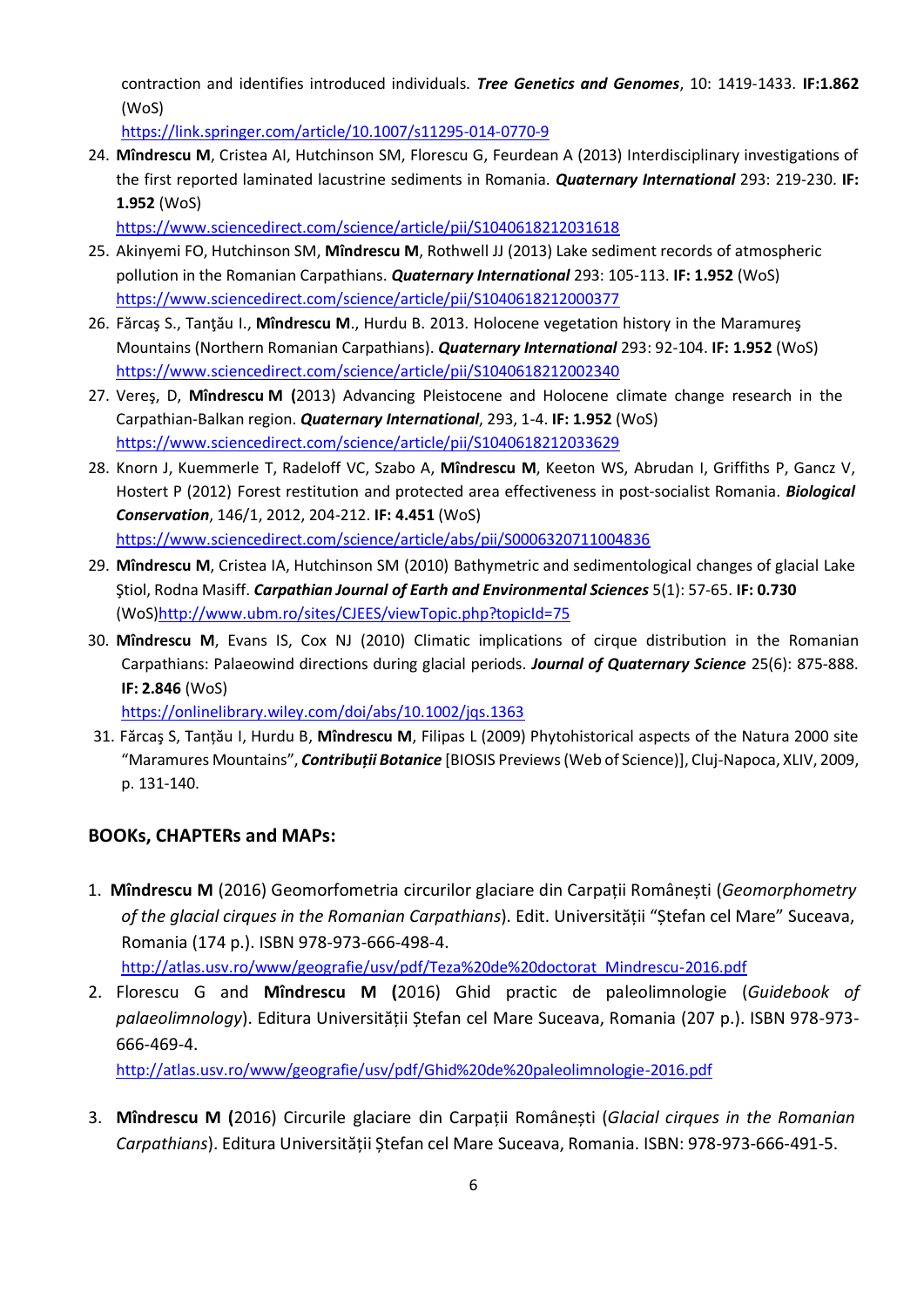contraction and identifies introduced individuals. ***Tree Genetics and Genomes***, 10: 1419-1433. **IF:1.862** (WoS)
https://link.springer.com/article/10.1007/s11295-014-0770-9

24. **Mîndrescu M**, Cristea AI, Hutchinson SM, Florescu G, Feurdean A (2013) Interdisciplinary investigations of the first reported laminated lacustrine sediments in Romania. ***Quaternary International*** 293: 219-230. **IF: 1.952** (WoS)
https://www.sciencedirect.com/science/article/pii/S1040618212031618
25. Akinyemi FO, Hutchinson SM, **Mîndrescu M**, Rothwell JJ (2013) Lake sediment records of atmospheric pollution in the Romanian Carpathians. ***Quaternary International*** 293: 105-113. **IF: 1.952** (WoS)
https://www.sciencedirect.com/science/article/pii/S1040618212000377
26. Fărcaş S., Tanţău I., **Mîndrescu M.**, Hurdu B. 2013. Holocene vegetation history in the Maramureş Mountains (Northern Romanian Carpathians). ***Quaternary International*** 293: 92-104. **IF: 1.952** (WoS)
https://www.sciencedirect.com/science/article/pii/S1040618212002340
27. Vereş, D, **Mîndrescu M (**2013) Advancing Pleistocene and Holocene climate change research in the Carpathian-Balkan region. ***Quaternary International***, 293, 1-4. **IF: 1.952** (WoS)
https://www.sciencedirect.com/science/article/pii/S1040618212033629
28. Knorn J, Kuemmerle T, Radeloff VC, Szabo A, **Mîndrescu M**, Keeton WS, Abrudan I, Griffiths P, Gancz V, Hostert P (2012) Forest restitution and protected area effectiveness in post-socialist Romania. ***Biological Conservation***, 146/1, 2012, 204-212. **IF: 4.451** (WoS)
https://www.sciencedirect.com/science/article/abs/pii/S0006320711004836
29. **Mîndrescu M**, Cristea IA, Hutchinson SM (2010) Bathymetric and sedimentological changes of glacial Lake Ştiol, Rodna Masiff. ***Carpathian Journal of Earth and Environmental Sciences*** 5(1): 57-65. **IF: 0.730** (WoS)http://www.ubm.ro/sites/CJEES/viewTopic.php?topicId=75
30. **Mîndrescu M**, Evans IS, Cox NJ (2010) Climatic implications of cirque distribution in the Romanian Carpathians: Palaeowind directions during glacial periods. ***Journal of Quaternary Science*** 25(6): 875-888. **IF: 2.846** (WoS)
https://onlinelibrary.wiley.com/doi/abs/10.1002/jqs.1363
31. Fărcaş S, Tanțău I, Hurdu B, **Mîndrescu M**, Filipas L (2009) Phytohistorical aspects of the Natura 2000 site "Maramures Mountains", ***Contribuții Botanice*** [BIOSIS Previews (Web of Science)], Cluj-Napoca, XLIV, 2009, p. 131-140.

## BOOKs, CHAPTERs and MAPs:

1. **Mîndrescu M** (2016) Geomorfometria circurilor glaciare din Carpații Românești (*Geomorphometry of the glacial cirques in the Romanian Carpathians*). Edit. Universității "Ștefan cel Mare" Suceava, Romania (174 p.). ISBN 978-973-666-498-4.
http://atlas.usv.ro/www/geografie/usv/pdf/Teza%20de%20doctorat_Mindrescu-2016.pdf
2. Florescu G and **Mîndrescu M (**2016) Ghid practic de paleolimnologie (*Guidebook of palaeolimnology*). Editura Universității Ștefan cel Mare Suceava, Romania (207 p.). ISBN 978-973-666-469-4.
http://atlas.usv.ro/www/geografie/usv/pdf/Ghid%20de%20paleolimnologie-2016.pdf
3. **Mîndrescu M (**2016) Circurile glaciare din Carpații Românești (*Glacial cirques in the Romanian Carpathians*). Editura Universității Ștefan cel Mare Suceava, Romania. ISBN: 978-973-666-491-5.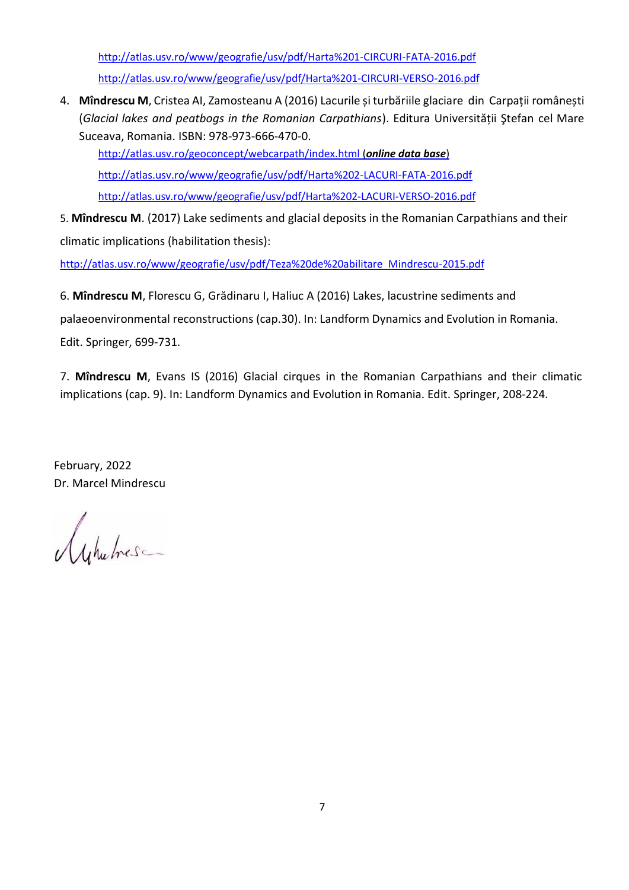http://atlas.usv.ro/www/geografie/usv/pdf/Harta%201-CIRCURI-FATA-2016.pdf

http://atlas.usv.ro/www/geografie/usv/pdf/Harta%201-CIRCURI-VERSO-2016.pdf

4. **Mîndrescu M**, Cristea AI, Zamosteanu A (2016) Lacurile și turbăriile glaciare din Carpații românești (*Glacial lakes and peatbogs in the Romanian Carpathians*). Editura Universității Ştefan cel Mare Suceava, Romania. ISBN: 978-973-666-470-0.

   http://atlas.usv.ro/geoconcept/webcarpath/index.html (***online data base***)

   http://atlas.usv.ro/www/geografie/usv/pdf/Harta%202-LACURI-FATA-2016.pdf

   http://atlas.usv.ro/www/geografie/usv/pdf/Harta%202-LACURI-VERSO-2016.pdf

5. **Mîndrescu M**. (2017) Lake sediments and glacial deposits in the Romanian Carpathians and their climatic implications (habilitation thesis):

http://atlas.usv.ro/www/geografie/usv/pdf/Teza%20de%20abilitare_Mindrescu-2015.pdf

6. **Mîndrescu M**, Florescu G, Grădinaru I, Haliuc A (2016) Lakes, lacustrine sediments and palaeoenvironmental reconstructions (cap.30). In: Landform Dynamics and Evolution in Romania. Edit. Springer, 699-731.

7. **Mîndrescu M**, Evans IS (2016) Glacial cirques in the Romanian Carpathians and their climatic implications (cap. 9). In: Landform Dynamics and Evolution in Romania. Edit. Springer, 208-224.

February, 2022

Dr. Marcel Mindrescu